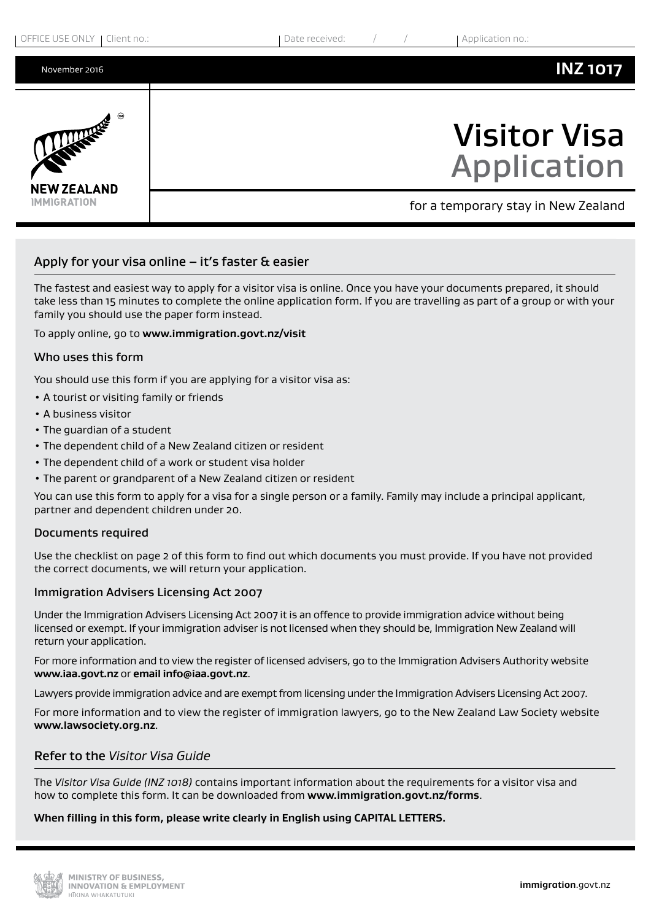OFFICE USE ONLY | Client no.: | Date received: / / | Application no.:

November 2016 **INZ 1017**

NEW ZEALAND IMMIGRATION

# Visitor Visa Application

for a temporary stay in New Zealand

## Apply for your visa online – it's faster & easier

The fastest and easiest way to apply for a visitor visa is online. Once you have your documents prepared, it should take less than 15 minutes to complete the online application form. If you are travelling as part of a group or with your family you should use the paper form instead.

To apply online, go to **www.immigration.govt.nz/visit**

### Who uses this form

You should use this form if you are applying for a visitor visa as:

- A tourist or visiting family or friends
- A business visitor
- The guardian of a student
- The dependent child of a New Zealand citizen or resident
- The dependent child of a work or student visa holder
- The parent or grandparent of a New Zealand citizen or resident

You can use this form to apply for a visa for a single person or a family. Family may include a principal applicant, partner and dependent children under 20.

### Documents required

Use the checklist on page 2 of this form to find out which documents you must provide. If you have not provided the correct documents, we will return your application.

### Immigration Advisers Licensing Act 2007

Under the Immigration Advisers Licensing Act 2007 it is an offence to provide immigration advice without being licensed or exempt. If your immigration adviser is not licensed when they should be, Immigration New Zealand will return your application.

For more information and to view the register of licensed advisers, go to the Immigration Advisers Authority website **www.iaa.govt.nz** or **email info@iaa.govt.nz**.

Lawyers provide immigration advice and are exempt from licensing under the Immigration Advisers Licensing Act 2007.

For more information and to view the register of immigration lawyers, go to the New Zealand Law Society website **www.lawsociety.org.nz**.

## Refer to the *Visitor Visa Guide*

The *Visitor Visa Guide (INZ 1018)* contains important information about the requirements for a visitor visa and how to complete this form. It can be downloaded from **www.immigration.govt.nz/forms**.

**When filling in this form, please write clearly in English using CAPITAL LETTERS.**

MINISTRY OF BUSINESS, INNOVATION & EMPLOYMENT
HĪKINA WHAKATUTUKI

**immigration**.govt.nz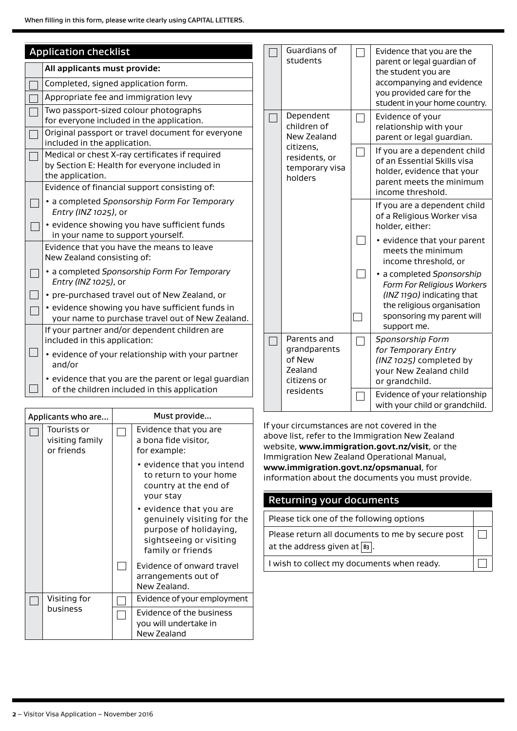When filling in this form, please write clearly using CAPITAL LETTERS.

## Application checklist

| | All applicants must provide: |
|---|---|
| ☐ | Completed, signed application form. |
| ☐ | Appropriate fee and immigration levy |
| ☐ | Two passport-sized colour photographs for everyone included in the application. |
| ☐ | Original passport or travel document for everyone included in the application. |
| ☐ | Medical or chest X-ray certificates if required by Section E: Health for everyone included in the application. |
| | Evidence of financial support consisting of: |
| ☐ | • a completed *Sponsorship Form For Temporary Entry (INZ 1025)*, or |
| ☐ | • evidence showing you have sufficient funds in your name to support yourself. |
| | Evidence that you have the means to leave New Zealand consisting of: |
| ☐ | • a completed *Sponsorship Form For Temporary Entry (INZ 1025)*, or |
| ☐ | • pre-purchased travel out of New Zealand, or |
| ☐ | • evidence showing you have sufficient funds in your name to purchase travel out of New Zealand. |
| | If your partner and/or dependent children are included in this application: |
| ☐ | • evidence of your relationship with your partner and/or |
| ☐ | • evidence that you are the parent or legal guardian of the children included in this application |

| | Applicants who are... | | Must provide... |
|---|---|---|---|
| ☐ | Tourists or visiting family or friends | ☐ | Evidence that you are a bona fide visitor, for example: • evidence that you intend to return to your home country at the end of your stay • evidence that you are genuinely visiting for the purpose of holidaying, sightseeing or visiting family or friends |
| | | ☐ | Evidence of onward travel arrangements out of New Zealand. |
| ☐ | Visiting for business | ☐ | Evidence of your employment |
| | | ☐ | Evidence of the business you will undertake in New Zealand |
| ☐ | Guardians of students | ☐ | Evidence that you are the parent or legal guardian of the student you are accompanying and evidence you provided care for the student in your home country. |
| ☐ | Dependent children of New Zealand citizens, residents, or temporary visa holders | ☐ | Evidence of your relationship with your parent or legal guardian. |
| | | ☐ | If you are a dependent child of an Essential Skills visa holder, evidence that your parent meets the minimum income threshold. |
| | | | If you are a dependent child of a Religious Worker visa holder, either: |
| | | ☐ | • evidence that your parent meets the minimum income threshold, or |
| | | ☐ | • a completed *Sponsorship Form For Religious Workers (INZ 1190)* indicating that the religious organisation sponsoring my parent will support me. |
| ☐ | Parents and grandparents of New Zealand citizens or residents | ☐ | *Sponsorship Form for Temporary Entry (INZ 1025)* completed by your New Zealand child or grandchild. |
| | | ☐ | Evidence of your relationship with your child or grandchild. |

If your circumstances are not covered in the above list, refer to the Immigration New Zealand website, **www.immigration.govt.nz/visit**, or the Immigration New Zealand Operational Manual, **www.immigration.govt.nz/opsmanual**, for information about the documents you must provide.

## Returning your documents

| Please tick one of the following options | |
|---|---|
| Please return all documents to me by secure post at the address given at B3. | ☐ |
| I wish to collect my documents when ready. | ☐ |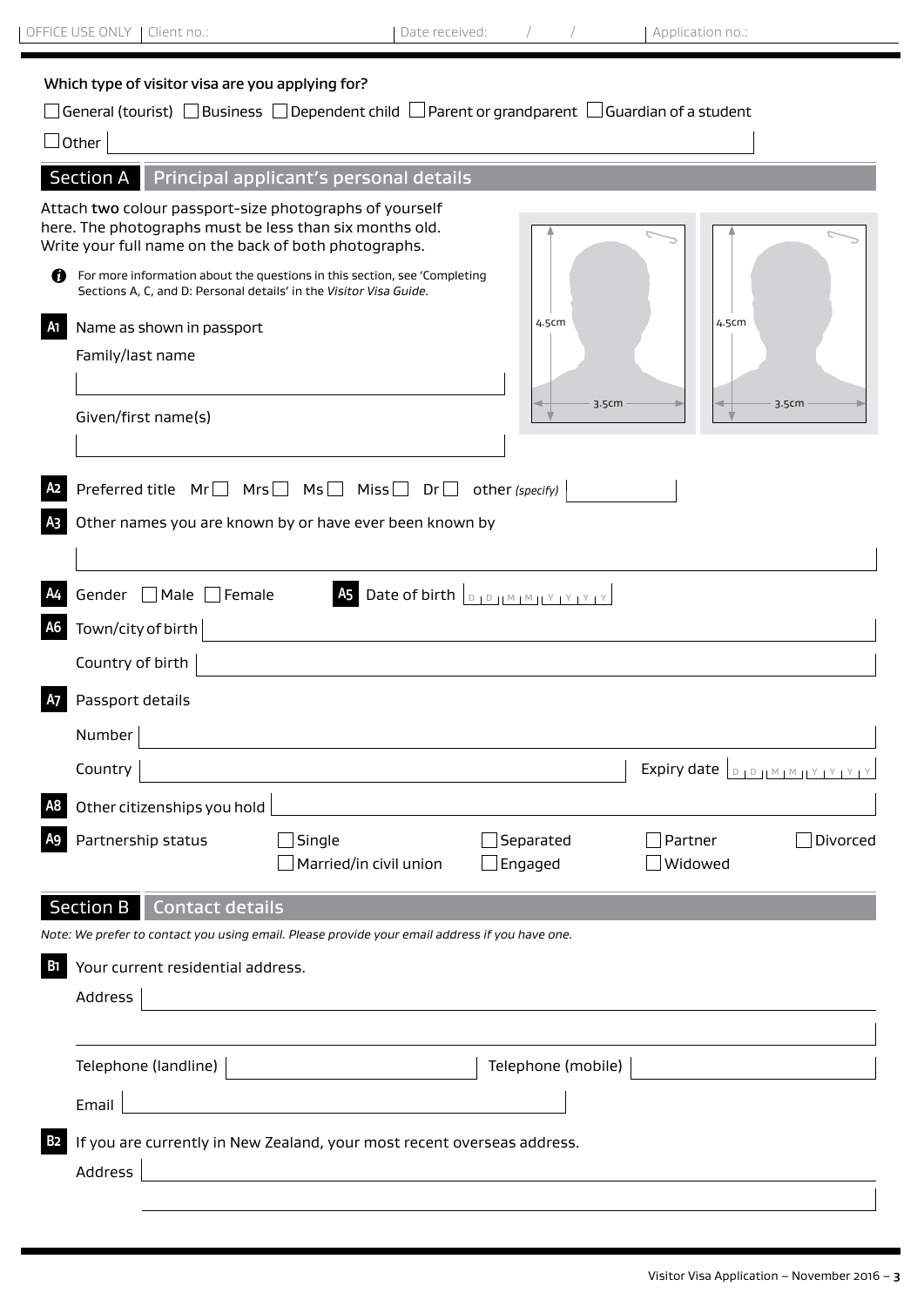OFFICE USE ONLY | Client no.: | Date received: / / | Application no.:

**Which type of visitor visa are you applying for?**

☐ General (tourist) ☐ Business ☐ Dependent child ☐ Parent or grandparent ☐ Guardian of a student

☐ Other

## Section A Principal applicant's personal details

Attach **two** colour passport-size photographs of yourself here. The photographs must be less than six months old. Write your full name on the back of both photographs.

4.5cm × 3.5cm | 4.5cm × 3.5cm

For more information about the questions in this section, see 'Completing Sections A, C, and D: Personal details' in the *Visitor Visa Guide*.

**A1** Name as shown in passport

Family/last name

Given/first name(s)

**A2** Preferred title Mr ☐ Mrs ☐ Ms ☐ Miss ☐ Dr ☐ other *(specify)*

**A3** Other names you are known by or have ever been known by

**A4** Gender ☐ Male ☐ Female

**A5** Date of birth D D M M Y Y Y Y

**A6** Town/city of birth

Country of birth

**A7** Passport details

Number

Country

Expiry date D D M M Y Y Y Y

**A8** Other citizenships you hold

**A9** Partnership status ☐ Single ☐ Married/in civil union ☐ Separated ☐ Engaged ☐ Partner ☐ Widowed ☐ Divorced

## Section B Contact details

*Note: We prefer to contact you using email. Please provide your email address if you have one.*

**B1** Your current residential address.

Address

Telephone (landline)

Telephone (mobile)

Email

**B2** If you are currently in New Zealand, your most recent overseas address.

Address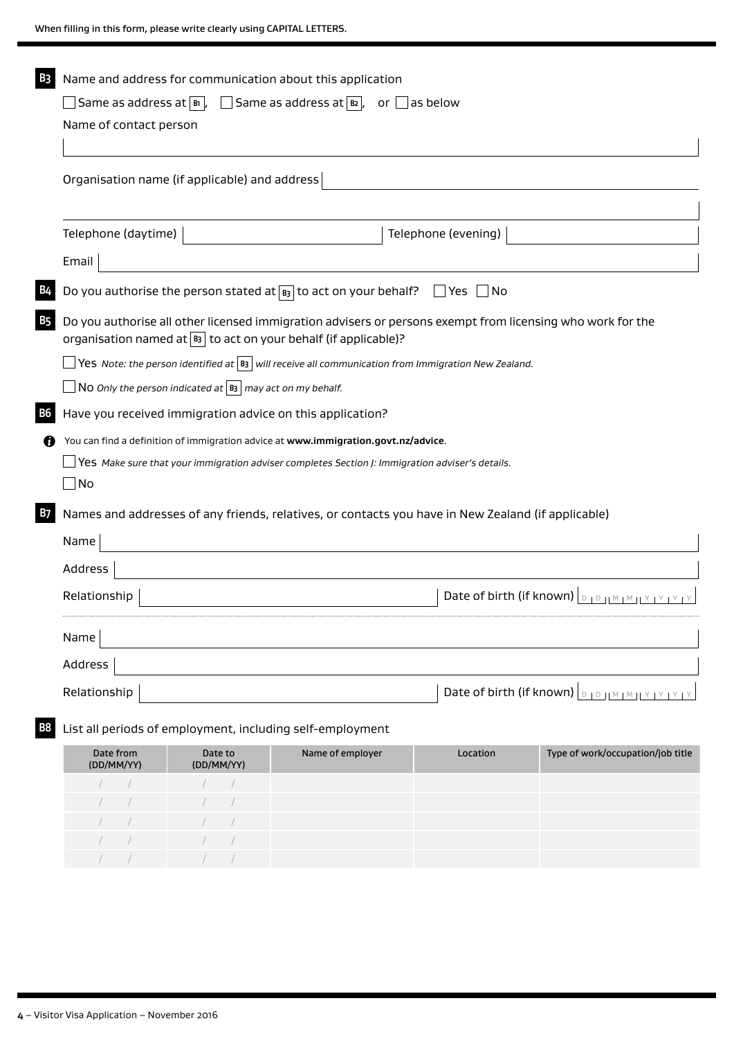When filling in this form, please write clearly using CAPITAL LETTERS.

**B3** Name and address for communication about this application

☐ Same as address at B1, ☐ Same as address at B2, or ☐ as below

Name of contact person

Organisation name (if applicable) and address

Telephone (daytime) Telephone (evening)

Email

**B4** Do you authorise the person stated at B3 to act on your behalf? ☐ Yes ☐ No

**B5** Do you authorise all other licensed immigration advisers or persons exempt from licensing who work for the organisation named at B3 to act on your behalf (if applicable)?

☐ Yes *Note: the person identified at B3 will receive all communication from Immigration New Zealand.*

☐ No *Only the person indicated at B3 may act on my behalf.*

**B6** Have you received immigration advice on this application?

You can find a definition of immigration advice at **www.immigration.govt.nz/advice**.

☐ Yes *Make sure that your immigration adviser completes Section J: Immigration adviser's details.*

☐ No

**B7** Names and addresses of any friends, relatives, or contacts you have in New Zealand (if applicable)

Name

Address

Relationship Date of birth (if known) DD MM YYYY

Name

Address

Relationship Date of birth (if known) DD MM YYYY

**B8** List all periods of employment, including self-employment

| Date from (DD/MM/YY) | Date to (DD/MM/YY) | Name of employer | Location | Type of work/occupation/job title |
|---|---|---|---|---|
| / / | / / | | | |
| / / | / / | | | |
| / / | / / | | | |
| / / | / / | | | |
| / / | / / | | | |

4 – Visitor Visa Application – November 2016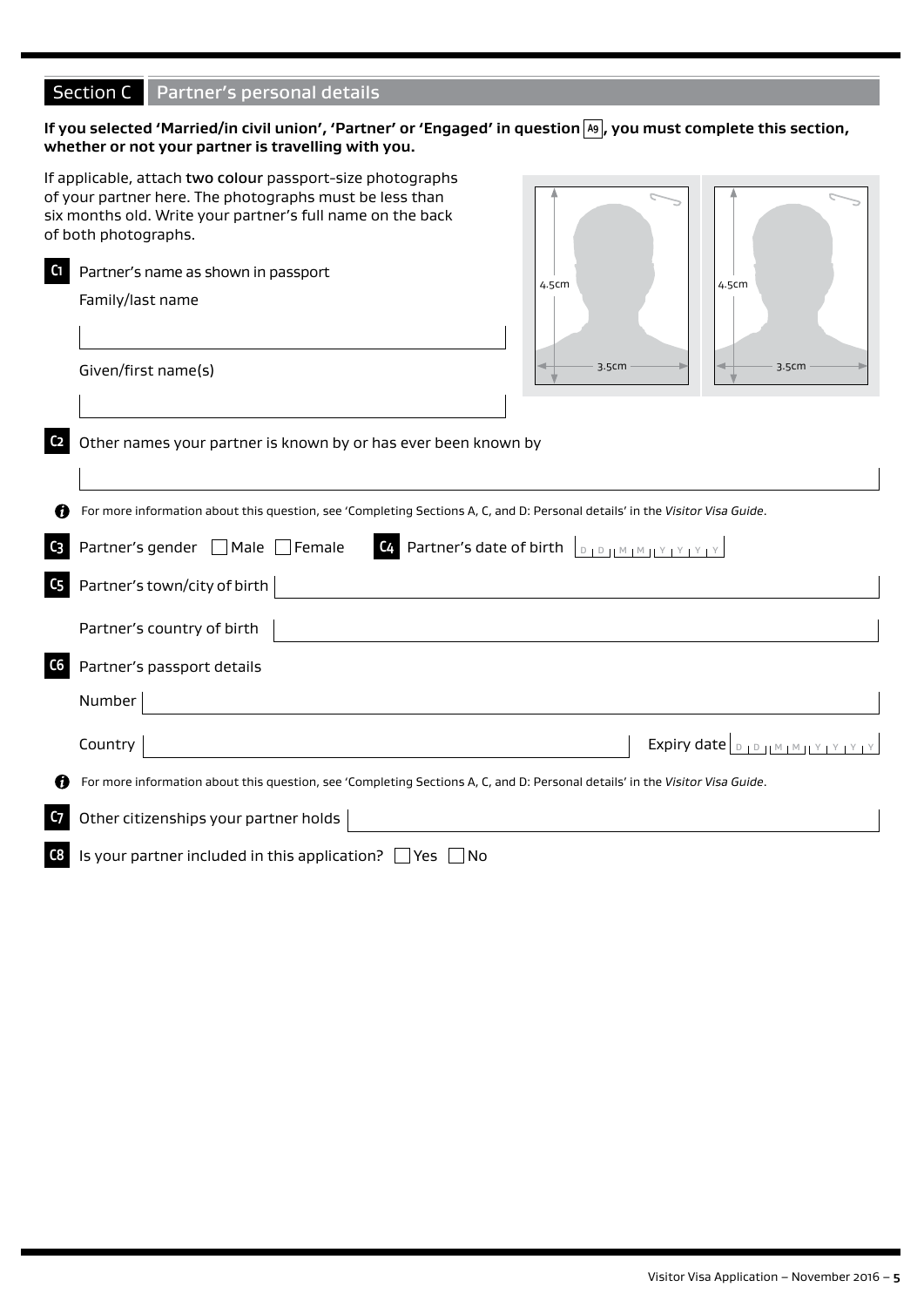## Section C Partner's personal details

**If you selected 'Married/in civil union', 'Partner' or 'Engaged' in question A9, you must complete this section, whether or not your partner is travelling with you.**

If applicable, attach **two colour** passport-size photographs of your partner here. The photographs must be less than six months old. Write your partner's full name on the back of both photographs.

4.5cm × 3.5cm | 4.5cm × 3.5cm

**C1** Partner's name as shown in passport

Family/last name

Given/first name(s)

**C2** Other names your partner is known by or has ever been known by

For more information about this question, see 'Completing Sections A, C, and D: Personal details' in the *Visitor Visa Guide*.

**C3** Partner's gender ☐ Male ☐ Female

**C4** Partner's date of birth DD MM YYYY

**C5** Partner's town/city of birth

Partner's country of birth

**C6** Partner's passport details

Number

Country

Expiry date DD MM YYYY

For more information about this question, see 'Completing Sections A, C, and D: Personal details' in the *Visitor Visa Guide*.

**C7** Other citizenships your partner holds

**C8** Is your partner included in this application? ☐ Yes ☐ No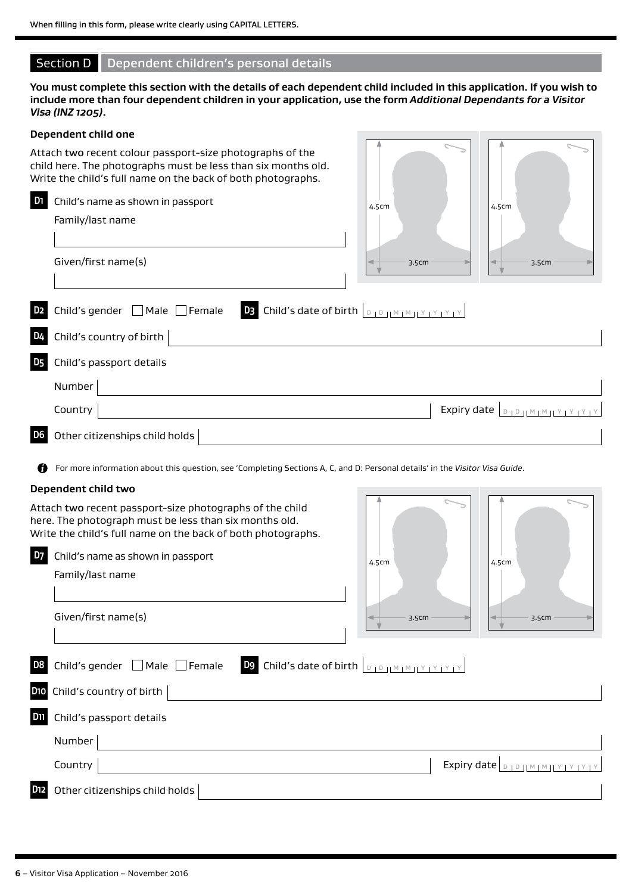When filling in this form, please write clearly using CAPITAL LETTERS.

## Section D Dependent children's personal details

**You must complete this section with the details of each dependent child included in this application. If you wish to include more than four dependent children in your application, use the form *Additional Dependants for a Visitor Visa (INZ 1205)*.**

### Dependent child one

Attach **two** recent colour passport-size photographs of the child here. The photographs must be less than six months old. Write the child's full name on the back of both photographs.

4.5cm × 3.5cm | 4.5cm × 3.5cm

**D1** Child's name as shown in passport

Family/last name

Given/first name(s)

**D2** Child's gender ☐ Male ☐ Female **D3** Child's date of birth D D M M Y Y Y Y

**D4** Child's country of birth

**D5** Child's passport details

Number

Country Expiry date D D M M Y Y Y Y

**D6** Other citizenships child holds

For more information about this question, see 'Completing Sections A, C, and D: Personal details' in the *Visitor Visa Guide*.

### Dependent child two

Attach **two** recent passport-size photographs of the child here. The photograph must be less than six months old. Write the child's full name on the back of both photographs.

4.5cm × 3.5cm | 4.5cm × 3.5cm

**D7** Child's name as shown in passport

Family/last name

Given/first name(s)

**D8** Child's gender ☐ Male ☐ Female **D9** Child's date of birth D D M M Y Y Y Y

**D10** Child's country of birth

**D11** Child's passport details

Number

Country Expiry date D D M M Y Y Y Y

**D12** Other citizenships child holds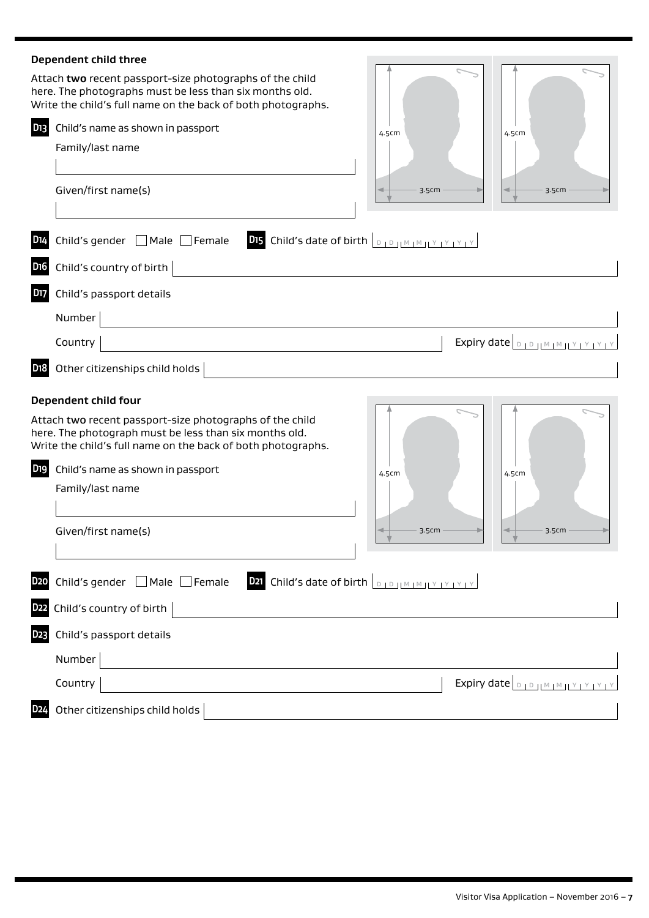**Dependent child three**

Attach **two** recent passport-size photographs of the child here. The photographs must be less than six months old. Write the child's full name on the back of both photographs.

4.5cm | 3.5cm

4.5cm | 3.5cm

**D13** Child's name as shown in passport

Family/last name

Given/first name(s)

**D14** Child's gender ☐ Male ☐ Female

**D15** Child's date of birth D D M M Y Y Y Y

**D16** Child's country of birth

**D17** Child's passport details

Number

Country

Expiry date D D M M Y Y Y Y

**D18** Other citizenships child holds

**Dependent child four**

Attach **two** recent passport-size photographs of the child here. The photograph must be less than six months old. Write the child's full name on the back of both photographs.

4.5cm | 3.5cm

4.5cm | 3.5cm

**D19** Child's name as shown in passport

Family/last name

Given/first name(s)

**D20** Child's gender ☐ Male ☐ Female

**D21** Child's date of birth D D M M Y Y Y Y

**D22** Child's country of birth

**D23** Child's passport details

Number

Country

Expiry date D D M M Y Y Y Y

**D24** Other citizenships child holds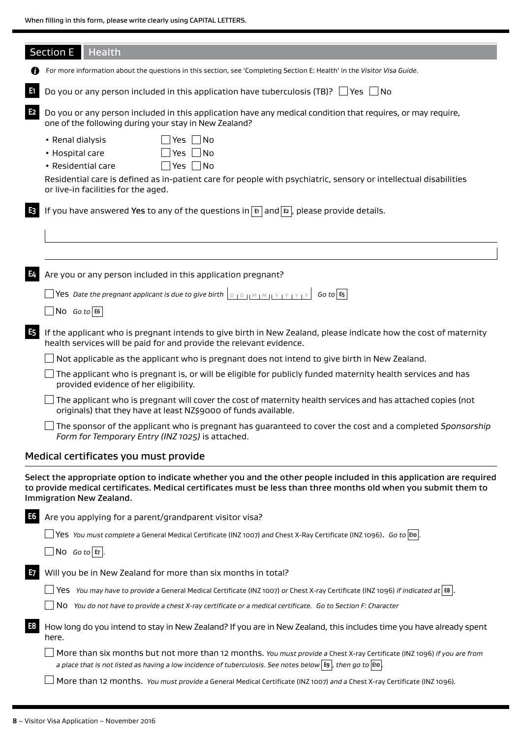When filling in this form, please write clearly using CAPITAL LETTERS.

## Section E Health

For more information about the questions in this section, see 'Completing Section E: Health' in the *Visitor Visa Guide*.

**E1** Do you or any person included in this application have tuberculosis (TB)? ☐ Yes ☐ No

**E2** Do you or any person included in this application have any medical condition that requires, or may require, one of the following during your stay in New Zealand?

- Renal dialysis ☐ Yes ☐ No
- Hospital care ☐ Yes ☐ No
- Residential care ☐ Yes ☐ No

Residential care is defined as in-patient care for people with psychiatric, sensory or intellectual disabilities or live-in facilities for the aged.

**E3** If you have answered **Yes** to any of the questions in **E1** and **E2**, please provide details.

**E4** Are you or any person included in this application pregnant?

☐ Yes *Date the pregnant applicant is due to give birth* D D M M Y Y Y Y *Go to* **E5**

☐ No *Go to* **E6**

**E5** If the applicant who is pregnant intends to give birth in New Zealand, please indicate how the cost of maternity health services will be paid for and provide the relevant evidence.

☐ Not applicable as the applicant who is pregnant does not intend to give birth in New Zealand.

☐ The applicant who is pregnant is, or will be eligible for publicly funded maternity health services and has provided evidence of her eligibility.

☐ The applicant who is pregnant will cover the cost of maternity health services and has attached copies (not originals) that they have at least NZ$9000 of funds available.

☐ The sponsor of the applicant who is pregnant has guaranteed to cover the cost and a completed *Sponsorship Form for Temporary Entry (INZ 1025)* is attached.

### Medical certificates you must provide

**Select the appropriate option to indicate whether you and the other people included in this application are required to provide medical certificates. Medical certificates must be less than three months old when you submit them to Immigration New Zealand.**

**E6** Are you applying for a parent/grandparent visitor visa?

☐ Yes *You must complete a* General Medical Certificate (INZ 1007) *and* Chest X-Ray Certificate (INZ 1096). *Go to* **E10**.

☐ No *Go to* **E7**.

**E7** Will you be in New Zealand for more than six months in total?

☐ Yes *You may have to provide a* General Medical Certificate (INZ 1007) *or* Chest X-ray Certificate (INZ 1096) *if indicated at* **E8**.

☐ No *You do not have to provide a chest X-ray certificate or a medical certificate. Go to Section F: Character*

**E8** How long do you intend to stay in New Zealand? If you are in New Zealand, this includes time you have already spent here.

☐ More than six months but not more than 12 months. *You must provide a* Chest X-ray Certificate (INZ 1096) *if you are from a place that is not listed as having a low incidence of tuberculosis. See notes below* **E9**, *then go to* **E10**.

☐ More than 12 months. *You must provide a* General Medical Certificate (INZ 1007) *and a* Chest X-ray Certificate (INZ 1096).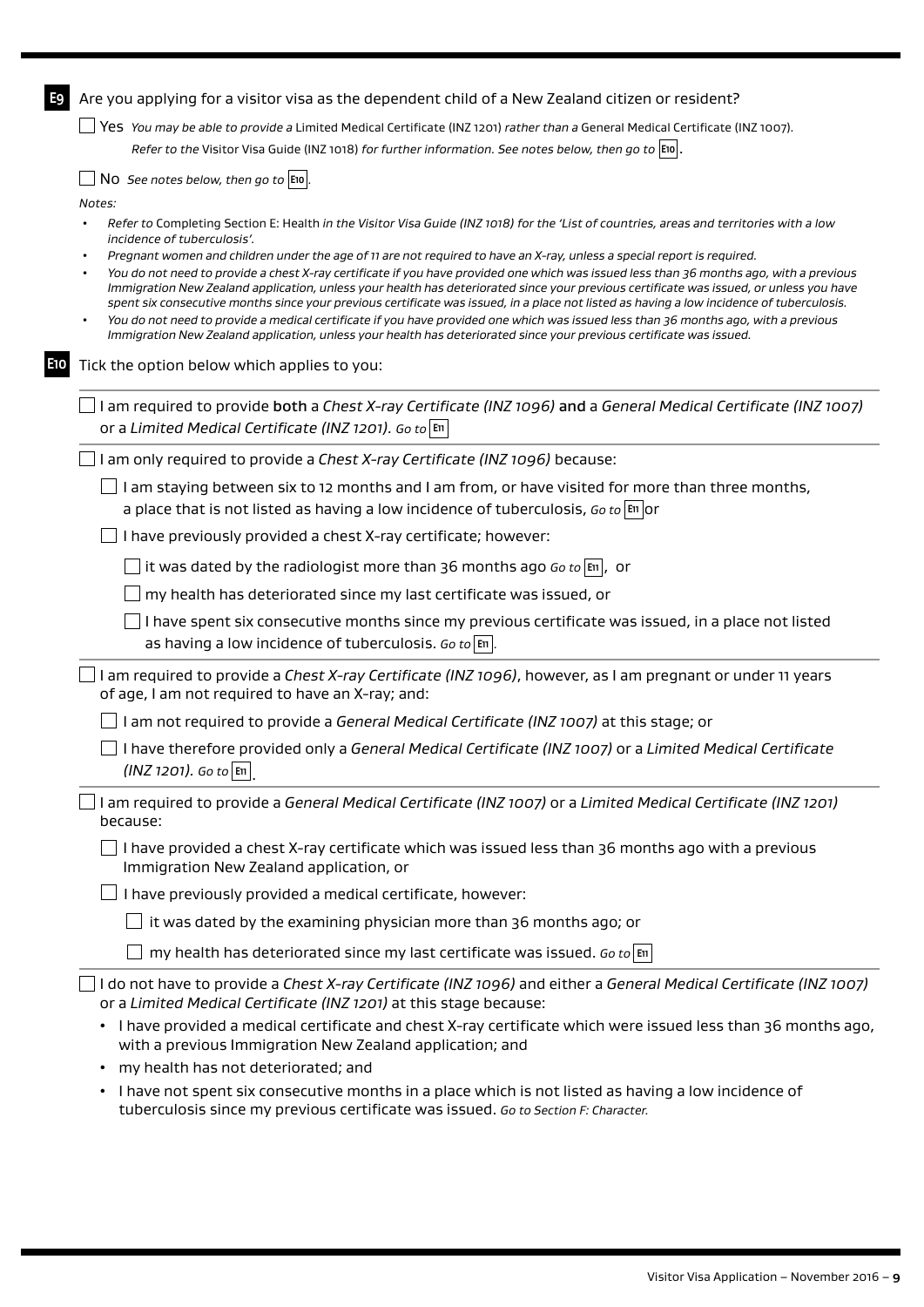**E9** Are you applying for a visitor visa as the dependent child of a New Zealand citizen or resident?

☐ Yes *You may be able to provide a* Limited Medical Certificate (INZ 1201) *rather than a* General Medical Certificate (INZ 1007). *Refer to the* Visitor Visa Guide (INZ 1018) *for further information. See notes below, then go to* **E10**.

☐ No *See notes below, then go to* **E10**.

*Notes:*

- *Refer to* Completing Section E: Health *in the Visitor Visa Guide (INZ 1018) for the 'List of countries, areas and territories with a low incidence of tuberculosis'.*
- *Pregnant women and children under the age of 11 are not required to have an X-ray, unless a special report is required.*
- *You do not need to provide a chest X-ray certificate if you have provided one which was issued less than 36 months ago, with a previous Immigration New Zealand application, unless your health has deteriorated since your previous certificate was issued, or unless you have spent six consecutive months since your previous certificate was issued, in a place not listed as having a low incidence of tuberculosis.*
- *You do not need to provide a medical certificate if you have provided one which was issued less than 36 months ago, with a previous Immigration New Zealand application, unless your health has deteriorated since your previous certificate was issued.*

**E10** Tick the option below which applies to you:

☐ I am required to provide **both** a *Chest X-ray Certificate (INZ 1096)* **and** a *General Medical Certificate (INZ 1007)* or a *Limited Medical Certificate (INZ 1201)*. *Go to* **E11**

☐ I am only required to provide a *Chest X-ray Certificate (INZ 1096)* because:

- ☐ I am staying between six to 12 months and I am from, or have visited for more than three months, a place that is not listed as having a low incidence of tuberculosis, *Go to* **E11** or
- ☐ I have previously provided a chest X-ray certificate; however:
  - ☐ it was dated by the radiologist more than 36 months ago *Go to* **E11**, or
  - ☐ my health has deteriorated since my last certificate was issued, or
  - ☐ I have spent six consecutive months since my previous certificate was issued, in a place not listed as having a low incidence of tuberculosis. *Go to* **E11**.

☐ I am required to provide a *Chest X-ray Certificate (INZ 1096)*, however, as I am pregnant or under 11 years of age, I am not required to have an X-ray; and:

- ☐ I am not required to provide a *General Medical Certificate (INZ 1007)* at this stage; or
- ☐ I have therefore provided only a *General Medical Certificate (INZ 1007)* or a *Limited Medical Certificate (INZ 1201)*. *Go to* **E11**.

☐ I am required to provide a *General Medical Certificate (INZ 1007)* or a *Limited Medical Certificate (INZ 1201)* because:

- ☐ I have provided a chest X-ray certificate which was issued less than 36 months ago with a previous Immigration New Zealand application, or
- ☐ I have previously provided a medical certificate, however:
  - ☐ it was dated by the examining physician more than 36 months ago; or
  - ☐ my health has deteriorated since my last certificate was issued. *Go to* **E11**

☐ I do not have to provide a *Chest X-ray Certificate (INZ 1096)* and either a *General Medical Certificate (INZ 1007)* or a *Limited Medical Certificate (INZ 1201)* at this stage because:

- I have provided a medical certificate and chest X-ray certificate which were issued less than 36 months ago, with a previous Immigration New Zealand application; and
- my health has not deteriorated; and
- I have not spent six consecutive months in a place which is not listed as having a low incidence of tuberculosis since my previous certificate was issued. *Go to Section F: Character.*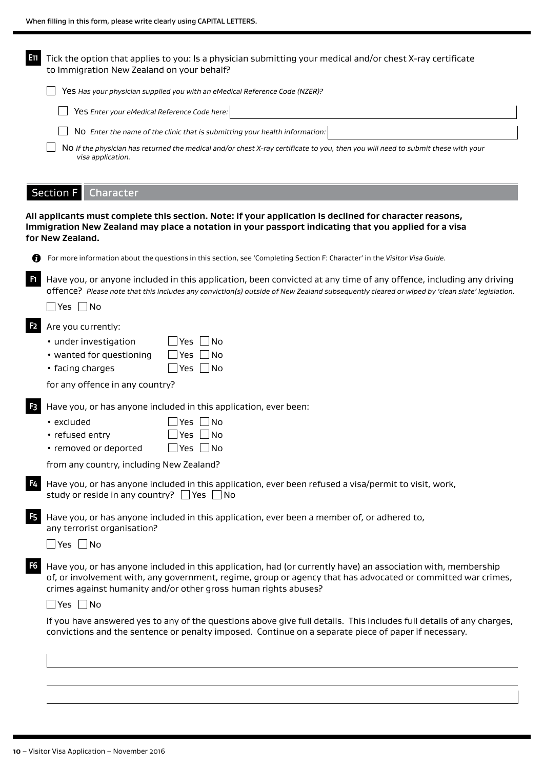When filling in this form, please write clearly using CAPITAL LETTERS.

**E11** Tick the option that applies to you: Is a physician submitting your medical and/or chest X-ray certificate to Immigration New Zealand on your behalf?

- ☐ Yes *Has your physician supplied you with an eMedical Reference Code (NZER)?*
  - ☐ Yes *Enter your eMedical Reference Code here:* ____________________
  - ☐ No *Enter the name of the clinic that is submitting your health information:* ____________________
- ☐ No *If the physician has returned the medical and/or chest X-ray certificate to you, then you will need to submit these with your visa application.*

## Section F Character

**All applicants must complete this section. Note: if your application is declined for character reasons, Immigration New Zealand may place a notation in your passport indicating that you applied for a visa for New Zealand.**

For more information about the questions in this section, see 'Completing Section F: Character' in the *Visitor Visa Guide*.

**F1** Have you, or anyone included in this application, been convicted at any time of any offence, including any driving offence? *Please note that this includes any conviction(s) outside of New Zealand subsequently cleared or wiped by 'clean slate' legislation.*

☐ Yes ☐ No

**F2** Are you currently:

- under investigation ☐ Yes ☐ No
- wanted for questioning ☐ Yes ☐ No
- facing charges ☐ Yes ☐ No

for any offence in any country?

**F3** Have you, or has anyone included in this application, ever been:

- excluded ☐ Yes ☐ No
- refused entry ☐ Yes ☐ No
- removed or deported ☐ Yes ☐ No

from any country, including New Zealand?

**F4** Have you, or has anyone included in this application, ever been refused a visa/permit to visit, work, study or reside in any country? ☐ Yes ☐ No

**F5** Have you, or has anyone included in this application, ever been a member of, or adhered to, any terrorist organisation?

☐ Yes ☐ No

**F6** Have you, or has anyone included in this application, had (or currently have) an association with, membership of, or involvement with, any government, regime, group or agency that has advocated or committed war crimes, crimes against humanity and/or other gross human rights abuses?

☐ Yes ☐ No

If you have answered yes to any of the questions above give full details. This includes full details of any charges, convictions and the sentence or penalty imposed. Continue on a separate piece of paper if necessary.

____________________

____________________

____________________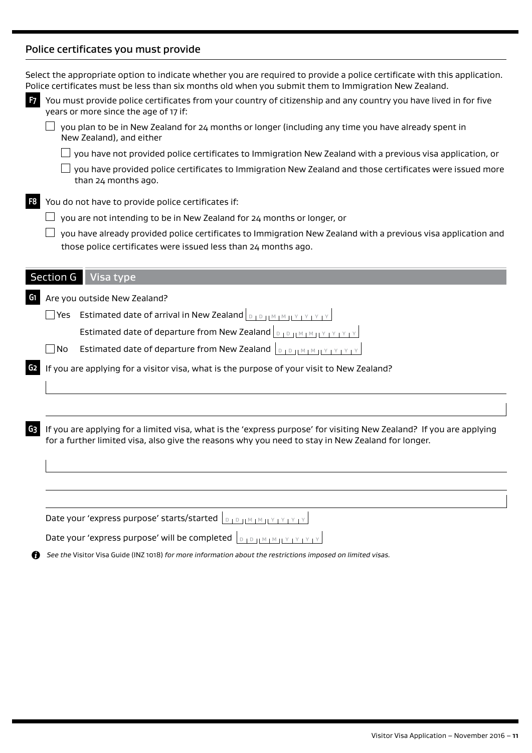## Police certificates you must provide

Select the appropriate option to indicate whether you are required to provide a police certificate with this application. Police certificates must be less than six months old when you submit them to Immigration New Zealand.

**F7** You must provide police certificates from your country of citizenship and any country you have lived in for five years or more since the age of 17 if:

- ☐ you plan to be in New Zealand for 24 months or longer (including any time you have already spent in New Zealand), and either
  - ☐ you have not provided police certificates to Immigration New Zealand with a previous visa application, or
  - ☐ you have provided police certificates to Immigration New Zealand and those certificates were issued more than 24 months ago.

**F8** You do not have to provide police certificates if:

- ☐ you are not intending to be in New Zealand for 24 months or longer, or
- ☐ you have already provided police certificates to Immigration New Zealand with a previous visa application and those police certificates were issued less than 24 months ago.

## Section G Visa type

**G1** Are you outside New Zealand?

- ☐ Yes Estimated date of arrival in New Zealand DD MM YYYY
  
  Estimated date of departure from New Zealand DD MM YYYY
- ☐ No Estimated date of departure from New Zealand DD MM YYYY

**G2** If you are applying for a visitor visa, what is the purpose of your visit to New Zealand?

**G3** If you are applying for a limited visa, what is the 'express purpose' for visiting New Zealand? If you are applying for a further limited visa, also give the reasons why you need to stay in New Zealand for longer.

Date your 'express purpose' starts/started DD MM YYYY

Date your 'express purpose' will be completed DD MM YYYY

*See the* Visitor Visa Guide (INZ 1018) *for more information about the restrictions imposed on limited visas.*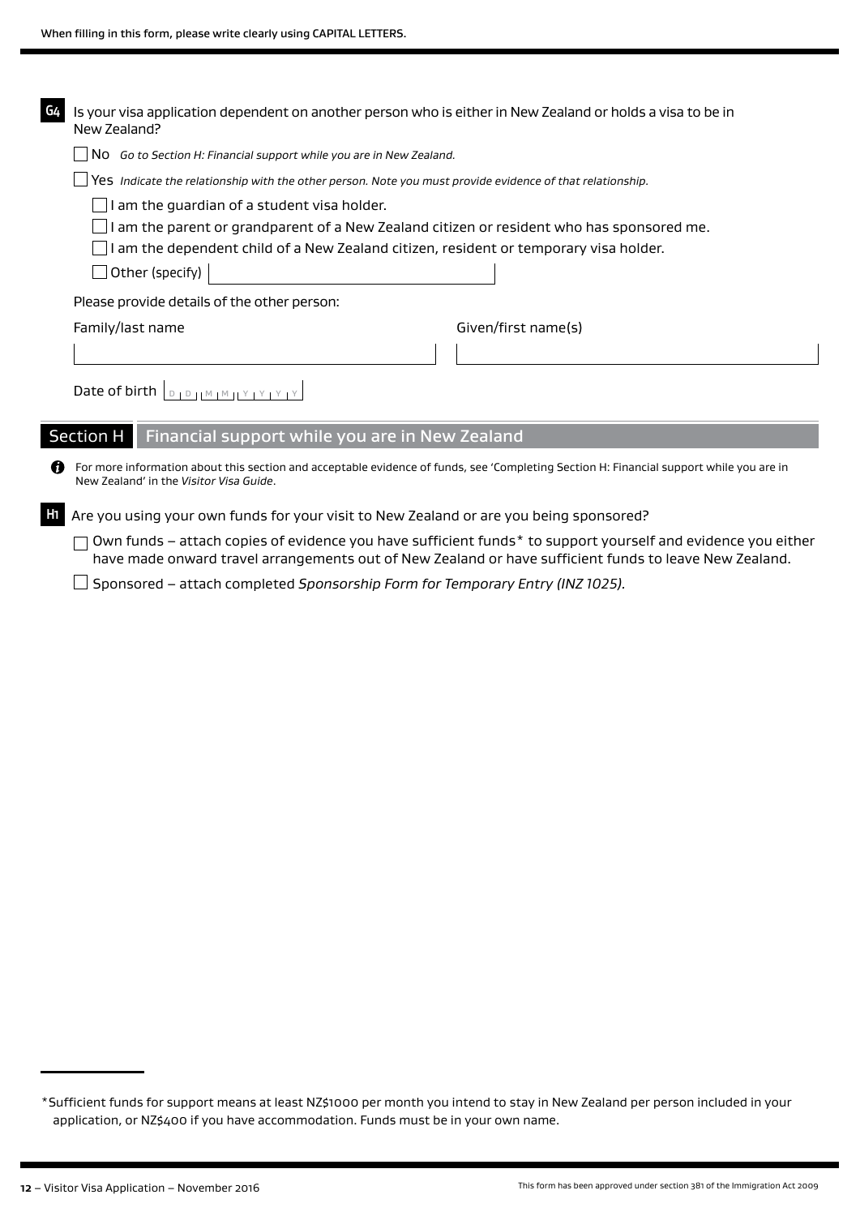**G4** Is your visa application dependent on another person who is either in New Zealand or holds a visa to be in New Zealand?

- [ ] No *Go to Section H: Financial support while you are in New Zealand.*
- [ ] Yes *Indicate the relationship with the other person. Note you must provide evidence of that relationship.*
  - [ ] I am the guardian of a student visa holder.
  - [ ] I am the parent or grandparent of a New Zealand citizen or resident who has sponsored me.
  - [ ] I am the dependent child of a New Zealand citizen, resident or temporary visa holder.
  - [ ] Other (specify) ____________________

Please provide details of the other person:

Family/last name ____________________ Given/first name(s) ____________________

Date of birth DD MM YYYY

## Section H Financial support while you are in New Zealand

For more information about this section and acceptable evidence of funds, see 'Completing Section H: Financial support while you are in New Zealand' in the *Visitor Visa Guide*.

**H1** Are you using your own funds for your visit to New Zealand or are you being sponsored?

- [ ] Own funds – attach copies of evidence you have sufficient funds* to support yourself and evidence you either have made onward travel arrangements out of New Zealand or have sufficient funds to leave New Zealand.
- [ ] Sponsored – attach completed *Sponsorship Form for Temporary Entry (INZ 1025)*.

---

*Sufficient funds for support means at least NZ$1000 per month you intend to stay in New Zealand per person included in your application, or NZ$400 if you have accommodation. Funds must be in your own name.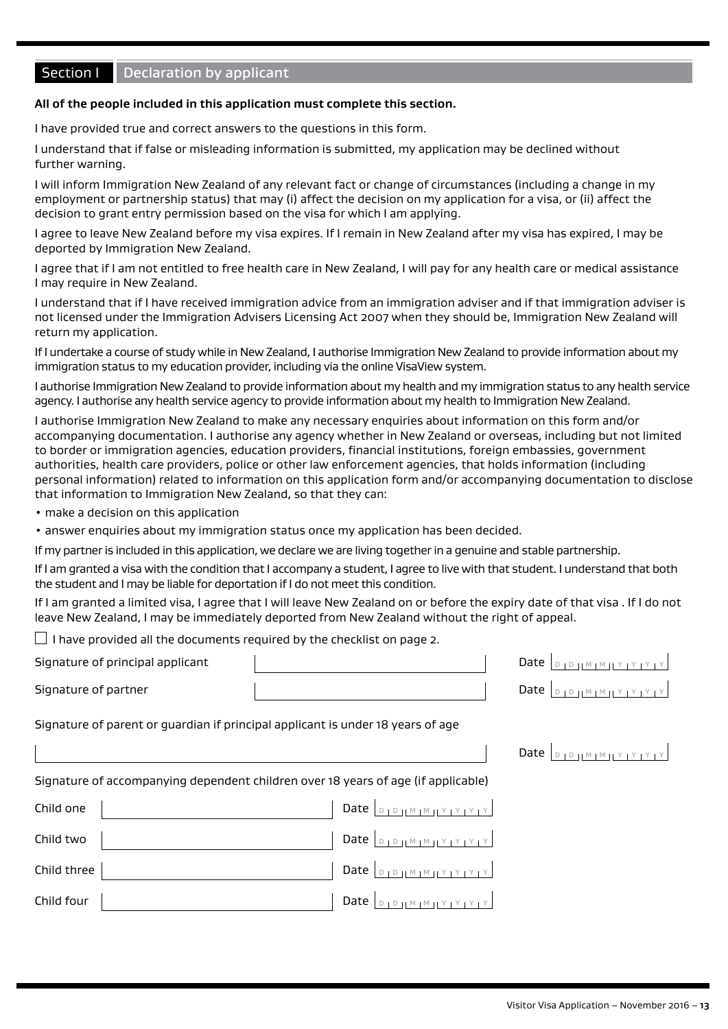## Section I Declaration by applicant

**All of the people included in this application must complete this section.**

I have provided true and correct answers to the questions in this form.

I understand that if false or misleading information is submitted, my application may be declined without further warning.

I will inform Immigration New Zealand of any relevant fact or change of circumstances (including a change in my employment or partnership status) that may (i) affect the decision on my application for a visa, or (ii) affect the decision to grant entry permission based on the visa for which I am applying.

I agree to leave New Zealand before my visa expires. If I remain in New Zealand after my visa has expired, I may be deported by Immigration New Zealand.

I agree that if I am not entitled to free health care in New Zealand, I will pay for any health care or medical assistance I may require in New Zealand.

I understand that if I have received immigration advice from an immigration adviser and if that immigration adviser is not licensed under the Immigration Advisers Licensing Act 2007 when they should be, Immigration New Zealand will return my application.

If I undertake a course of study while in New Zealand, I authorise Immigration New Zealand to provide information about my immigration status to my education provider, including via the online VisaView system.

I authorise Immigration New Zealand to provide information about my health and my immigration status to any health service agency. I authorise any health service agency to provide information about my health to Immigration New Zealand.

I authorise Immigration New Zealand to make any necessary enquiries about information on this form and/or accompanying documentation. I authorise any agency whether in New Zealand or overseas, including but not limited to border or immigration agencies, education providers, financial institutions, foreign embassies, government authorities, health care providers, police or other law enforcement agencies, that holds information (including personal information) related to information on this application form and/or accompanying documentation to disclose that information to Immigration New Zealand, so that they can:

- make a decision on this application
- answer enquiries about my immigration status once my application has been decided.

If my partner is included in this application, we declare we are living together in a genuine and stable partnership.

If I am granted a visa with the condition that I accompany a student, I agree to live with that student. I understand that both the student and I may be liable for deportation if I do not meet this condition.

If I am granted a limited visa, I agree that I will leave New Zealand on or before the expiry date of that visa . If I do not leave New Zealand, I may be immediately deported from New Zealand without the right of appeal.

☐ I have provided all the documents required by the checklist on page 2.

Signature of principal applicant ____________________ Date DD MM YYYY

Signature of partner ____________________ Date DD MM YYYY

Signature of parent or guardian if principal applicant is under 18 years of age

____________________ Date DD MM YYYY

Signature of accompanying dependent children over 18 years of age (if applicable)

Child one ____________________ Date DD MM YYYY

Child two ____________________ Date DD MM YYYY

Child three ____________________ Date DD MM YYYY

Child four ____________________ Date DD MM YYYY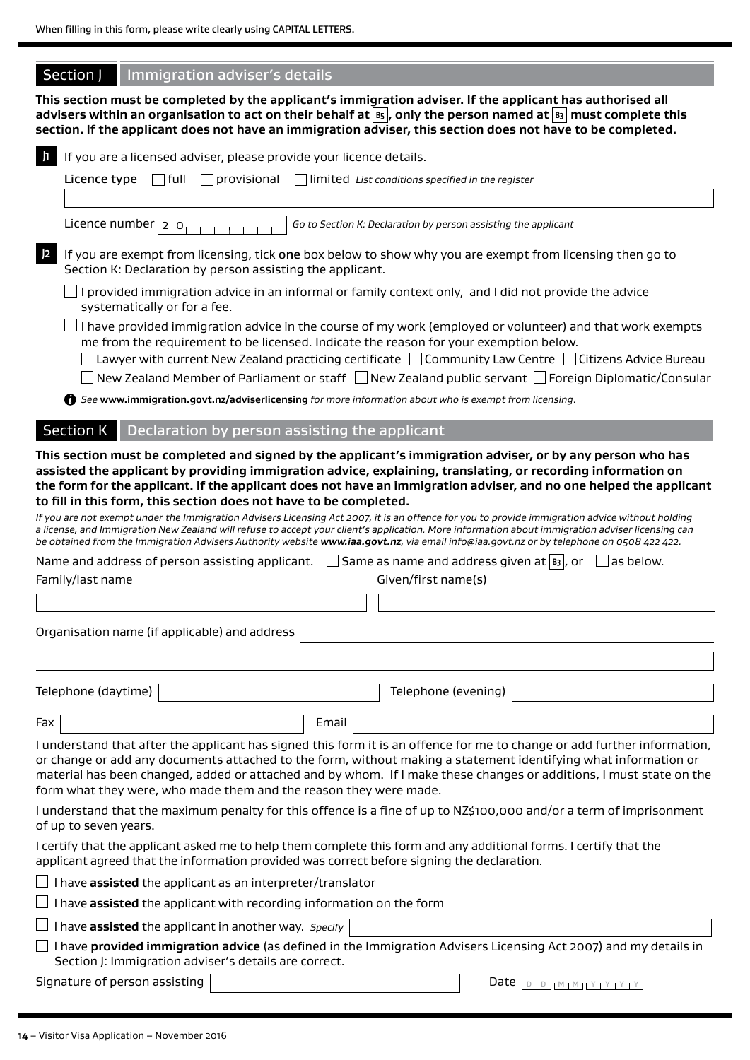When filling in this form, please write clearly using CAPITAL LETTERS.

## Section J Immigration adviser's details

**This section must be completed by the applicant's immigration adviser. If the applicant has authorised all advisers within an organisation to act on their behalf at B5, only the person named at B3 must complete this section. If the applicant does not have an immigration adviser, this section does not have to be completed.**

**J1** If you are a licensed adviser, please provide your licence details.

Licence type ☐ full ☐ provisional ☐ limited *List conditions specified in the register*

Licence number 2 0 _ _ _ _ _ _ *Go to Section K: Declaration by person assisting the applicant*

**J2** If you are exempt from licensing, tick **one** box below to show why you are exempt from licensing then go to Section K: Declaration by person assisting the applicant.

☐ I provided immigration advice in an informal or family context only, and I did not provide the advice systematically or for a fee.

☐ I have provided immigration advice in the course of my work (employed or volunteer) and that work exempts me from the requirement to be licensed. Indicate the reason for your exemption below.

☐ Lawyer with current New Zealand practicing certificate ☐ Community Law Centre ☐ Citizens Advice Bureau

☐ New Zealand Member of Parliament or staff ☐ New Zealand public servant ☐ Foreign Diplomatic/Consular

*See* **www.immigration.govt.nz/adviserlicensing** *for more information about who is exempt from licensing.*

## Section K Declaration by person assisting the applicant

**This section must be completed and signed by the applicant's immigration adviser, or by any person who has assisted the applicant by providing immigration advice, explaining, translating, or recording information on the form for the applicant. If the applicant does not have an immigration adviser, and no one helped the applicant to fill in this form, this section does not have to be completed.**

*If you are not exempt under the Immigration Advisers Licensing Act 2007, it is an offence for you to provide immigration advice without holding a license, and Immigration New Zealand will refuse to accept your client's application. More information about immigration adviser licensing can be obtained from the Immigration Advisers Authority website* ***www.iaa.govt.nz****, via email info@iaa.govt.nz or by telephone on 0508 422 422.*

Name and address of person assisting applicant. ☐ Same as name and address given at B3, or ☐ as below.

Family/last name

Given/first name(s)

Organisation name (if applicable) and address

Telephone (daytime)

Telephone (evening)

Fax

Email

I understand that after the applicant has signed this form it is an offence for me to change or add further information, or change or add any documents attached to the form, without making a statement identifying what information or material has been changed, added or attached and by whom. If I make these changes or additions, I must state on the form what they were, who made them and the reason they were made.

I understand that the maximum penalty for this offence is a fine of up to NZ$100,000 and/or a term of imprisonment of up to seven years.

I certify that the applicant asked me to help them complete this form and any additional forms. I certify that the applicant agreed that the information provided was correct before signing the declaration.

☐ I have **assisted** the applicant as an interpreter/translator

☐ I have **assisted** the applicant with recording information on the form

☐ I have **assisted** the applicant in another way. *Specify*

☐ I have **provided immigration advice** (as defined in the Immigration Advisers Licensing Act 2007) and my details in Section J: Immigration adviser's details are correct.

Signature of person assisting

Date D D M M Y Y Y Y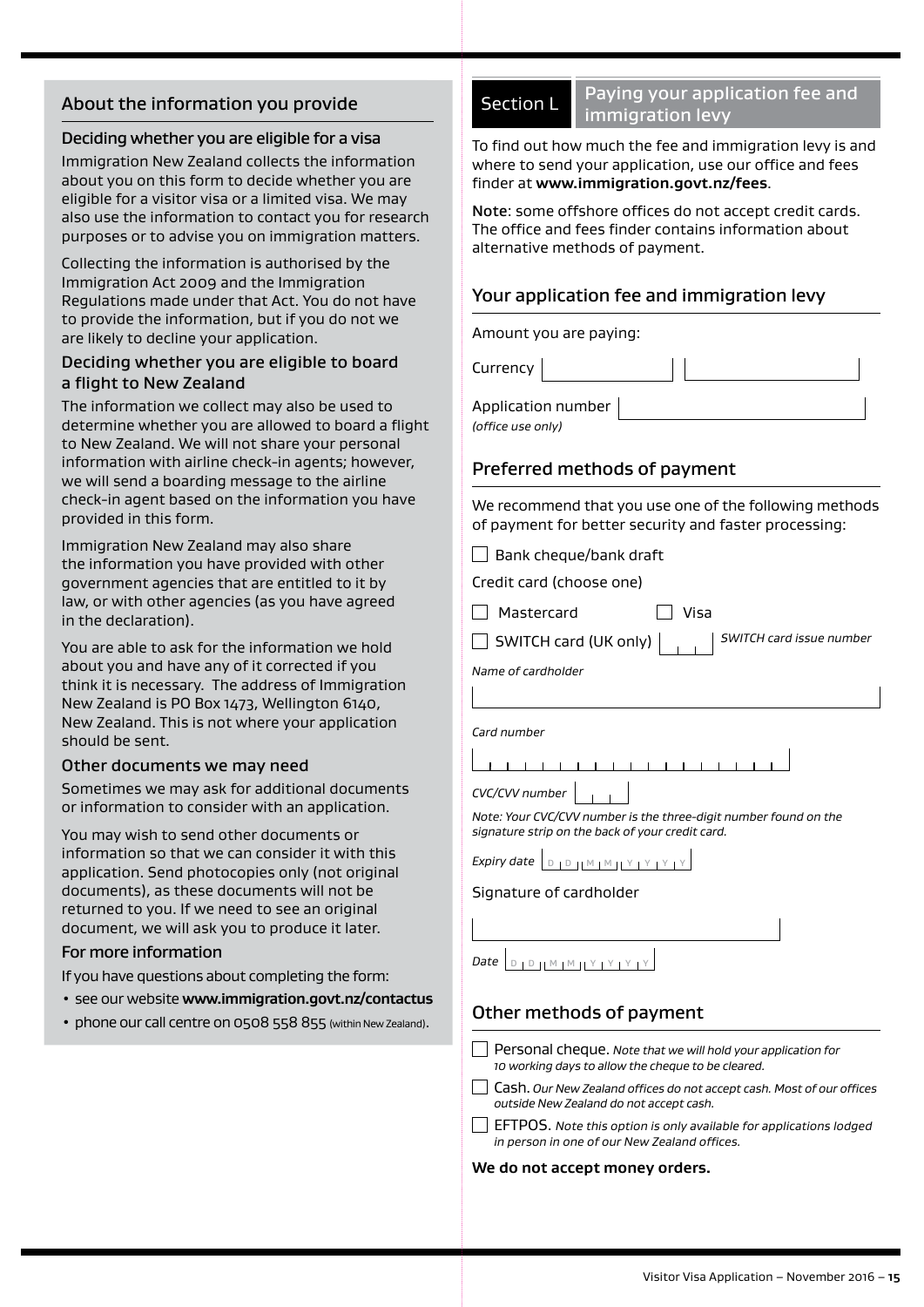## About the information you provide

### Deciding whether you are eligible for a visa

Immigration New Zealand collects the information about you on this form to decide whether you are eligible for a visitor visa or a limited visa. We may also use the information to contact you for research purposes or to advise you on immigration matters.

Collecting the information is authorised by the Immigration Act 2009 and the Immigration Regulations made under that Act. You do not have to provide the information, but if you do not we are likely to decline your application.

### Deciding whether you are eligible to board a flight to New Zealand

The information we collect may also be used to determine whether you are allowed to board a flight to New Zealand. We will not share your personal information with airline check-in agents; however, we will send a boarding message to the airline check-in agent based on the information you have provided in this form.

Immigration New Zealand may also share the information you have provided with other government agencies that are entitled to it by law, or with other agencies (as you have agreed in the declaration).

You are able to ask for the information we hold about you and have any of it corrected if you think it is necessary. The address of Immigration New Zealand is PO Box 1473, Wellington 6140, New Zealand. This is not where your application should be sent.

### Other documents we may need

Sometimes we may ask for additional documents or information to consider with an application.

You may wish to send other documents or information so that we can consider it with this application. Send photocopies only (not original documents), as these documents will not be returned to you. If we need to see an original document, we will ask you to produce it later.

### For more information

If you have questions about completing the form:

- see our website **www.immigration.govt.nz/contactus**
- phone our call centre on 0508 558 855 (within New Zealand).

## Section L Paying your application fee and immigration levy

To find out how much the fee and immigration levy is and where to send your application, use our office and fees finder at **www.immigration.govt.nz/fees**.

Note: some offshore offices do not accept credit cards. The office and fees finder contains information about alternative methods of payment.

### Your application fee and immigration levy

Amount you are paying:

Currency ______ ______

Application number ______
*(office use only)*

### Preferred methods of payment

We recommend that you use one of the following methods of payment for better security and faster processing:

☐ Bank cheque/bank draft

Credit card (choose one)

☐ Mastercard ☐ Visa

☐ SWITCH card (UK only) ______ *SWITCH card issue number*

*Name of cardholder*

______

*Card number*

______

*CVC/CVV number* ______

*Note: Your CVC/CVV number is the three-digit number found on the signature strip on the back of your credit card.*

*Expiry date* D D M M Y Y Y Y

Signature of cardholder

______

*Date* D D M M Y Y Y Y

### Other methods of payment

☐ Personal cheque. *Note that we will hold your application for 10 working days to allow the cheque to be cleared.*

☐ Cash. *Our New Zealand offices do not accept cash. Most of our offices outside New Zealand do not accept cash.*

☐ EFTPOS. *Note this option is only available for applications lodged in person in one of our New Zealand offices.*

**We do not accept money orders.**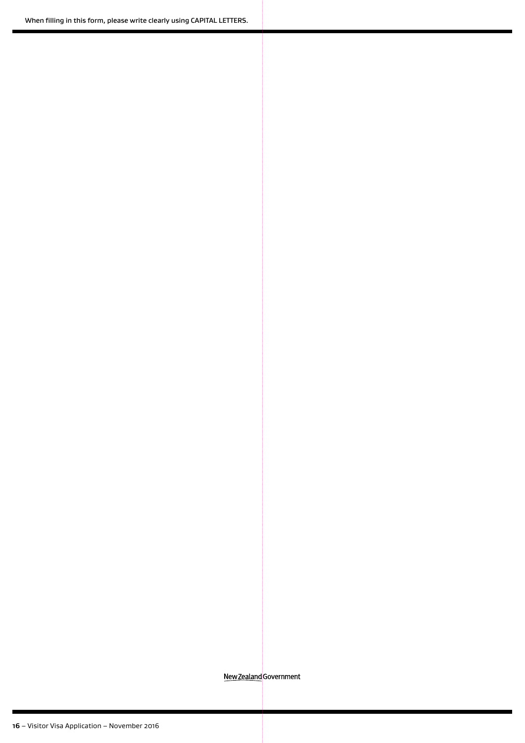New Zealand Government